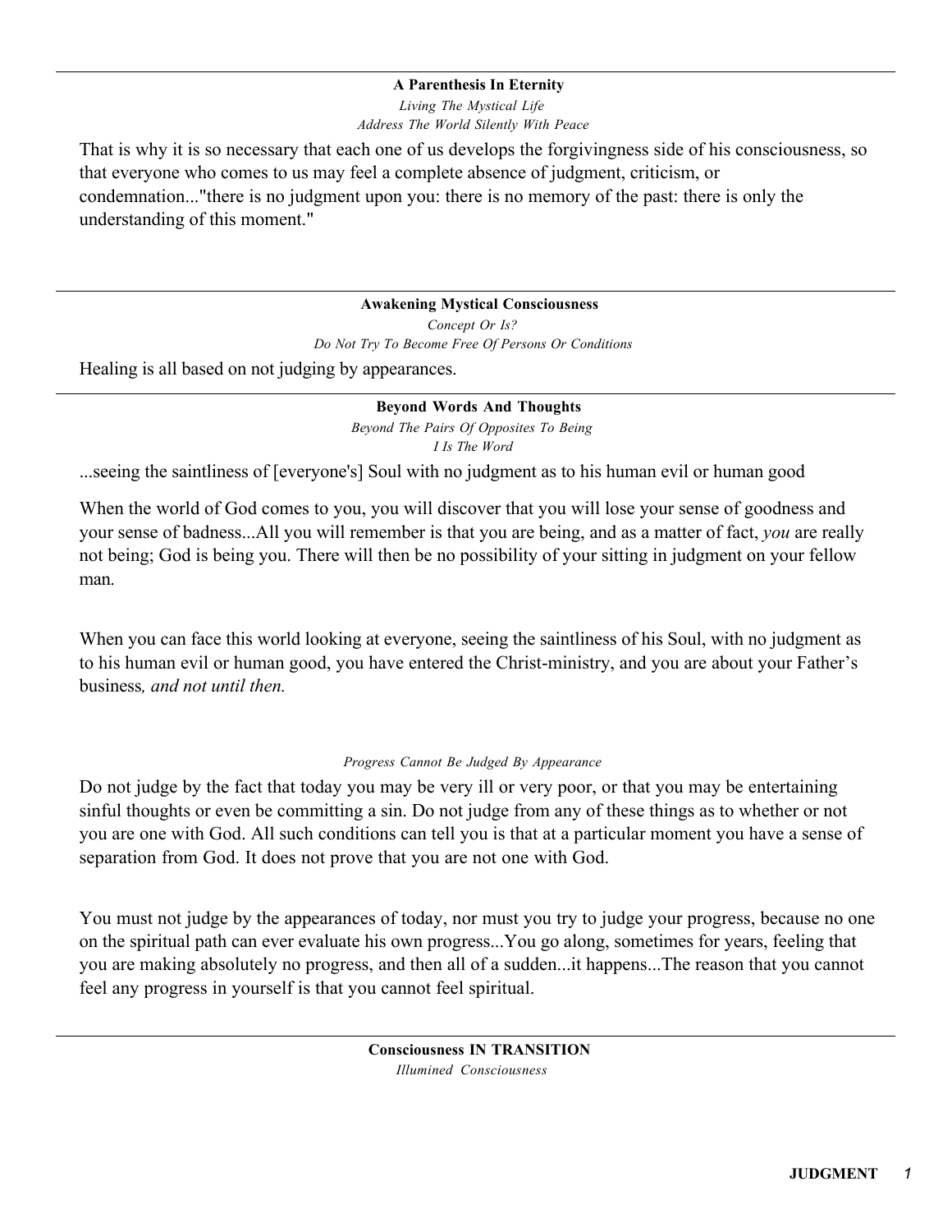**A Parenthesis In Eternity**

*Living The Mystical Life*

*Address The World Silently With Peace*

That is why it is so necessary that each one of us develops the forgivingness side of his consciousness, so that everyone who comes to us may feel a complete absence of judgment, criticism, or condemnation..."there is no judgment upon you: there is no memory of the past: there is only the understanding of this moment."

---

**Awakening Mystical Consciousness**

*Concept Or Is?*

*Do Not Try To Become Free Of Persons Or Conditions*

Healing is all based on not judging by appearances.

---

**Beyond Words And Thoughts**

*Beyond The Pairs Of Opposites To Being*

*I Is The Word*

...seeing the saintliness of [everyone's] Soul with no judgment as to his human evil or human good

When the world of God comes to you, you will discover that you will lose your sense of goodness and your sense of badness...All you will remember is that you are being, and as a matter of fact, *you* are really not being; God is being you. There will then be no possibility of your sitting in judgment on your fellow man.

When you can face this world looking at everyone, seeing the saintliness of his Soul, with no judgment as to his human evil or human good, you have entered the Christ-ministry, and you are about your Father's business*, and not until then.*

*Progress Cannot Be Judged By Appearance*

Do not judge by the fact that today you may be very ill or very poor, or that you may be entertaining sinful thoughts or even be committing a sin. Do not judge from any of these things as to whether or not you are one with God. All such conditions can tell you is that at a particular moment you have a sense of separation from God. It does not prove that you are not one with God.

You must not judge by the appearances of today, nor must you try to judge your progress, because no one on the spiritual path can ever evaluate his own progress...You go along, sometimes for years, feeling that you are making absolutely no progress, and then all of a sudden...it happens...The reason that you cannot feel any progress in yourself is that you cannot feel spiritual.

---

**Consciousness IN TRANSITION**

*Illumined Consciousness*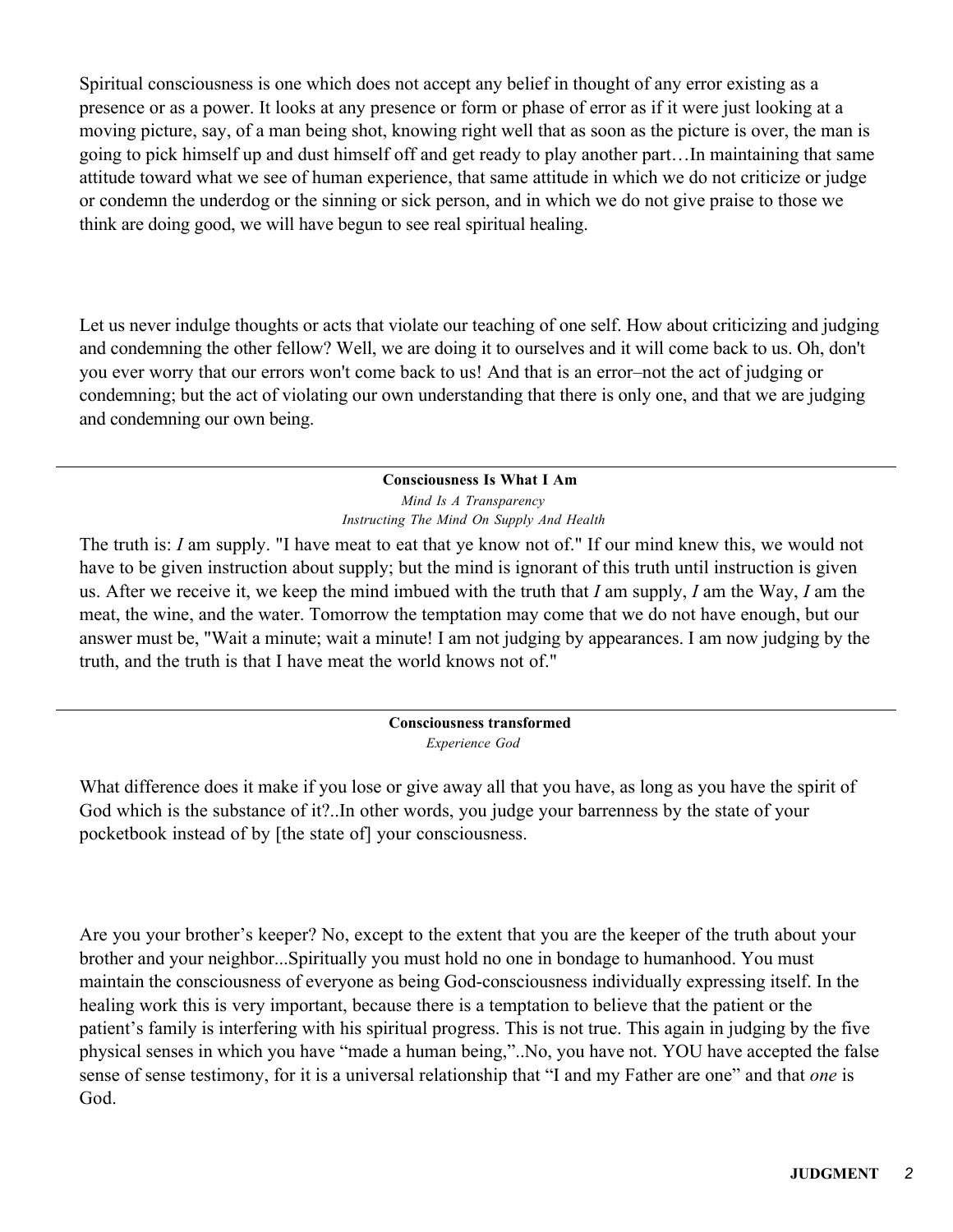Spiritual consciousness is one which does not accept any belief in thought of any error existing as a presence or as a power. It looks at any presence or form or phase of error as if it were just looking at a moving picture, say, of a man being shot, knowing right well that as soon as the picture is over, the man is going to pick himself up and dust himself off and get ready to play another part…In maintaining that same attitude toward what we see of human experience, that same attitude in which we do not criticize or judge or condemn the underdog or the sinning or sick person, and in which we do not give praise to those we think are doing good, we will have begun to see real spiritual healing.

Let us never indulge thoughts or acts that violate our teaching of one self. How about criticizing and judging and condemning the other fellow? Well, we are doing it to ourselves and it will come back to us. Oh, don't you ever worry that our errors won't come back to us! And that is an error–not the act of judging or condemning; but the act of violating our own understanding that there is only one, and that we are judging and condemning our own being.

---

**Consciousness Is What I Am**
*Mind Is A Transparency*
*Instructing The Mind On Supply And Health*

The truth is: *I* am supply. "I have meat to eat that ye know not of." If our mind knew this, we would not have to be given instruction about supply; but the mind is ignorant of this truth until instruction is given us. After we receive it, we keep the mind imbued with the truth that *I* am supply, *I* am the Way, *I* am the meat, the wine, and the water. Tomorrow the temptation may come that we do not have enough, but our answer must be, "Wait a minute; wait a minute! I am not judging by appearances. I am now judging by the truth, and the truth is that I have meat the world knows not of."

---

**Consciousness transformed**
*Experience God*

What difference does it make if you lose or give away all that you have, as long as you have the spirit of God which is the substance of it?..In other words, you judge your barrenness by the state of your pocketbook instead of by [the state of] your consciousness.

Are you your brother's keeper? No, except to the extent that you are the keeper of the truth about your brother and your neighbor...Spiritually you must hold no one in bondage to humanhood. You must maintain the consciousness of everyone as being God-consciousness individually expressing itself. In the healing work this is very important, because there is a temptation to believe that the patient or the patient's family is interfering with his spiritual progress. This is not true. This again in judging by the five physical senses in which you have "made a human being,"..No, you have not. YOU have accepted the false sense of sense testimony, for it is a universal relationship that "I and my Father are one" and that *one* is God.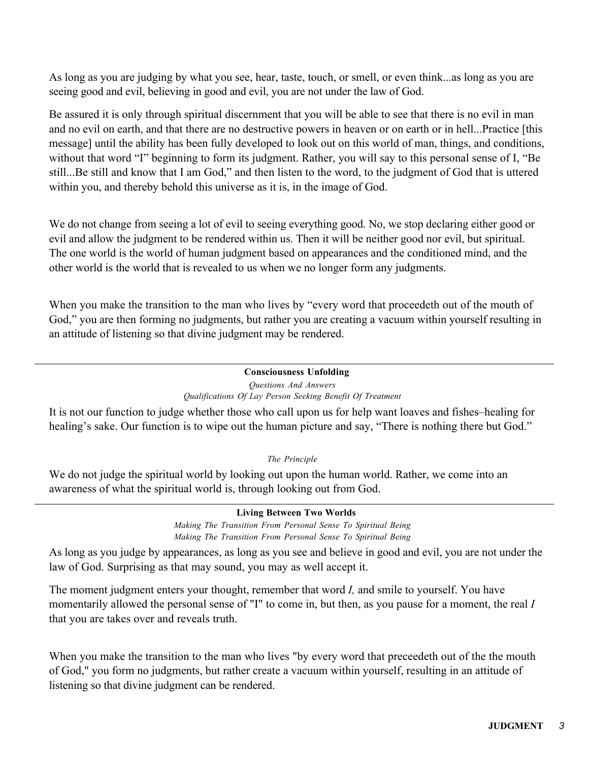As long as you are judging by what you see, hear, taste, touch, or smell, or even think...as long as you are seeing good and evil, believing in good and evil, you are not under the law of God.

Be assured it is only through spiritual discernment that you will be able to see that there is no evil in man and no evil on earth, and that there are no destructive powers in heaven or on earth or in hell...Practice [this message] until the ability has been fully developed to look out on this world of man, things, and conditions, without that word "I" beginning to form its judgment. Rather, you will say to this personal sense of I, "Be still...Be still and know that I am God," and then listen to the word, to the judgment of God that is uttered within you, and thereby behold this universe as it is, in the image of God.

We do not change from seeing a lot of evil to seeing everything good. No, we stop declaring either good or evil and allow the judgment to be rendered within us. Then it will be neither good nor evil, but spiritual. The one world is the world of human judgment based on appearances and the conditioned mind, and the other world is the world that is revealed to us when we no longer form any judgments.

When you make the transition to the man who lives by "every word that proceedeth out of the mouth of God," you are then forming no judgments, but rather you are creating a vacuum within yourself resulting in an attitude of listening so that divine judgment may be rendered.

---

**Consciousness Unfolding**

*Questions And Answers*

*Qualifications Of Lay Person Seeking Benefit Of Treatment*

It is not our function to judge whether those who call upon us for help want loaves and fishes–healing for healing's sake. Our function is to wipe out the human picture and say, "There is nothing there but God."

*The Principle*

We do not judge the spiritual world by looking out upon the human world. Rather, we come into an awareness of what the spiritual world is, through looking out from God.

---

**Living Between Two Worlds**

*Making The Transition From Personal Sense To Spiritual Being*

*Making The Transition From Personal Sense To Spiritual Being*

As long as you judge by appearances, as long as you see and believe in good and evil, you are not under the law of God. Surprising as that may sound, you may as well accept it.

The moment judgment enters your thought, remember that word *I,* and smile to yourself. You have momentarily allowed the personal sense of "I" to come in, but then, as you pause for a moment, the real *I* that you are takes over and reveals truth.

When you make the transition to the man who lives "by every word that preceedeth out of the the mouth of God," you form no judgments, but rather create a vacuum within yourself, resulting in an attitude of listening so that divine judgment can be rendered.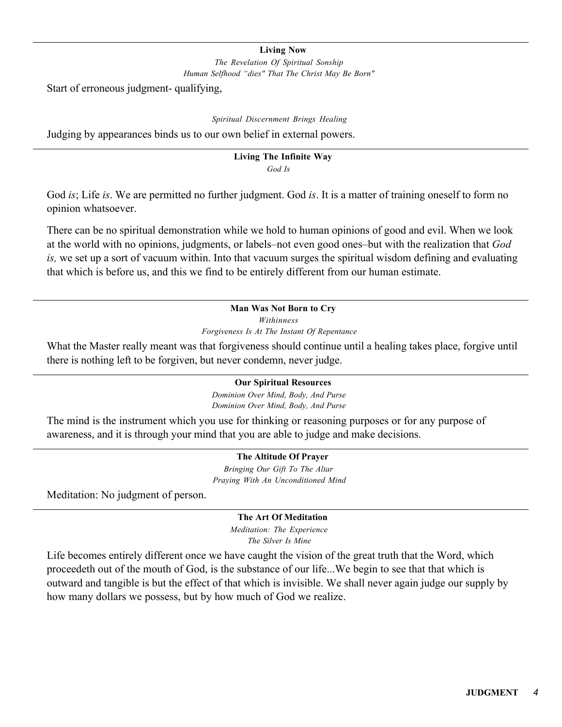**Living Now**

*The Revelation Of Spiritual Sonship*

*Human Selfhood "dies" That The Christ May Be Born"*

Start of erroneous judgment- qualifying,

*Spiritual Discernment Brings Healing*

Judging by appearances binds us to our own belief in external powers.

---

**Living The Infinite Way**

*God Is*

God *is*; Life *is*. We are permitted no further judgment. God *is*. It is a matter of training oneself to form no opinion whatsoever.

There can be no spiritual demonstration while we hold to human opinions of good and evil. When we look at the world with no opinions, judgments, or labels–not even good ones–but with the realization that *God is,* we set up a sort of vacuum within. Into that vacuum surges the spiritual wisdom defining and evaluating that which is before us, and this we find to be entirely different from our human estimate.

---

**Man Was Not Born to Cry**

*Withinness*

*Forgiveness Is At The Instant Of Repentance*

What the Master really meant was that forgiveness should continue until a healing takes place, forgive until there is nothing left to be forgiven, but never condemn, never judge.

---

**Our Spiritual Resources**

*Dominion Over Mind, Body, And Purse*

*Dominion Over Mind, Body, And Purse*

The mind is the instrument which you use for thinking or reasoning purposes or for any purpose of awareness, and it is through your mind that you are able to judge and make decisions.

---

**The Altitude Of Prayer**

*Bringing Our Gift To The Altar*

*Praying With An Unconditioned Mind*

Meditation: No judgment of person.

---

**The Art Of Meditation**

*Meditation: The Experience*

*The Silver Is Mine*

Life becomes entirely different once we have caught the vision of the great truth that the Word, which proceedeth out of the mouth of God, is the substance of our life...We begin to see that that which is outward and tangible is but the effect of that which is invisible. We shall never again judge our supply by how many dollars we possess, but by how much of God we realize.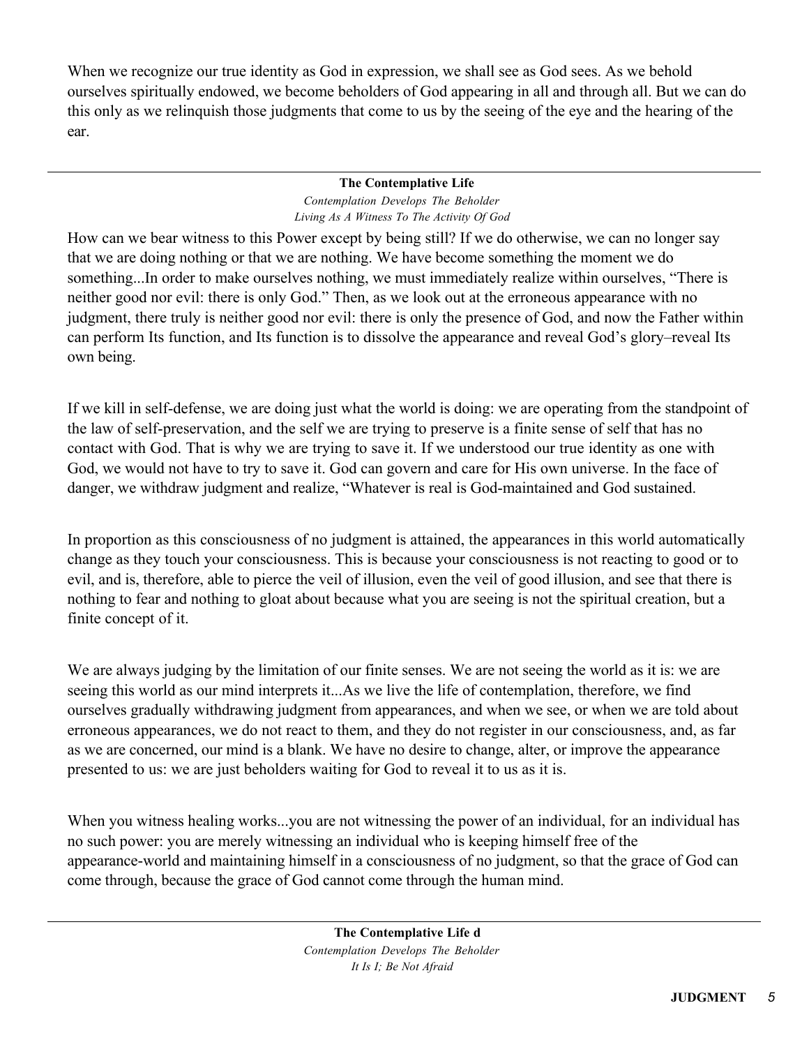When we recognize our true identity as God in expression, we shall see as God sees. As we behold ourselves spiritually endowed, we become beholders of God appearing in all and through all. But we can do this only as we relinquish those judgments that come to us by the seeing of the eye and the hearing of the ear.

---

**The Contemplative Life**
*Contemplation Develops The Beholder*
*Living As A Witness To The Activity Of God*

How can we bear witness to this Power except by being still? If we do otherwise, we can no longer say that we are doing nothing or that we are nothing. We have become something the moment we do something...In order to make ourselves nothing, we must immediately realize within ourselves, "There is neither good nor evil: there is only God." Then, as we look out at the erroneous appearance with no judgment, there truly is neither good nor evil: there is only the presence of God, and now the Father within can perform Its function, and Its function is to dissolve the appearance and reveal God's glory–reveal Its own being.

If we kill in self-defense, we are doing just what the world is doing: we are operating from the standpoint of the law of self-preservation, and the self we are trying to preserve is a finite sense of self that has no contact with God. That is why we are trying to save it. If we understood our true identity as one with God, we would not have to try to save it. God can govern and care for His own universe. In the face of danger, we withdraw judgment and realize, "Whatever is real is God-maintained and God sustained.

In proportion as this consciousness of no judgment is attained, the appearances in this world automatically change as they touch your consciousness. This is because your consciousness is not reacting to good or to evil, and is, therefore, able to pierce the veil of illusion, even the veil of good illusion, and see that there is nothing to fear and nothing to gloat about because what you are seeing is not the spiritual creation, but a finite concept of it.

We are always judging by the limitation of our finite senses. We are not seeing the world as it is: we are seeing this world as our mind interprets it...As we live the life of contemplation, therefore, we find ourselves gradually withdrawing judgment from appearances, and when we see, or when we are told about erroneous appearances, we do not react to them, and they do not register in our consciousness, and, as far as we are concerned, our mind is a blank. We have no desire to change, alter, or improve the appearance presented to us: we are just beholders waiting for God to reveal it to us as it is.

When you witness healing works...you are not witnessing the power of an individual, for an individual has no such power: you are merely witnessing an individual who is keeping himself free of the appearance-world and maintaining himself in a consciousness of no judgment, so that the grace of God can come through, because the grace of God cannot come through the human mind.

---

**The Contemplative Life d**
*Contemplation Develops The Beholder*
*It Is I; Be Not Afraid*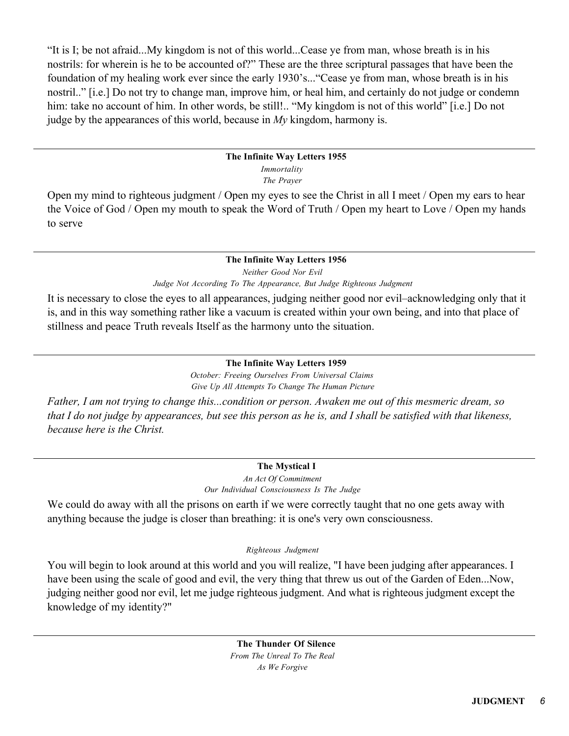"It is I; be not afraid...My kingdom is not of this world...Cease ye from man, whose breath is in his nostrils: for wherein is he to be accounted of?" These are the three scriptural passages that have been the foundation of my healing work ever since the early 1930's..."Cease ye from man, whose breath is in his nostril.." [i.e.] Do not try to change man, improve him, or heal him, and certainly do not judge or condemn him: take no account of him. In other words, be still!.. "My kingdom is not of this world" [i.e.] Do not judge by the appearances of this world, because in *My* kingdom, harmony is.

---

**The Infinite Way Letters 1955**

*Immortality*

*The Prayer*

Open my mind to righteous judgment / Open my eyes to see the Christ in all I meet / Open my ears to hear the Voice of God / Open my mouth to speak the Word of Truth / Open my heart to Love / Open my hands to serve

---

**The Infinite Way Letters 1956**

*Neither Good Nor Evil*

*Judge Not According To The Appearance, But Judge Righteous Judgment*

It is necessary to close the eyes to all appearances, judging neither good nor evil–acknowledging only that it is, and in this way something rather like a vacuum is created within your own being, and into that place of stillness and peace Truth reveals Itself as the harmony unto the situation.

---

**The Infinite Way Letters 1959**

*October: Freeing Ourselves From Universal Claims*

*Give Up All Attempts To Change The Human Picture*

*Father, I am not trying to change this...condition or person. Awaken me out of this mesmeric dream, so that I do not judge by appearances, but see this person as he is, and I shall be satisfied with that likeness, because here is the Christ.*

---

**The Mystical I**

*An Act Of Commitment*

*Our Individual Consciousness Is The Judge*

We could do away with all the prisons on earth if we were correctly taught that no one gets away with anything because the judge is closer than breathing: it is one's very own consciousness.

*Righteous Judgment*

You will begin to look around at this world and you will realize, "I have been judging after appearances. I have been using the scale of good and evil, the very thing that threw us out of the Garden of Eden...Now, judging neither good nor evil, let me judge righteous judgment. And what is righteous judgment except the knowledge of my identity?"

---

**The Thunder Of Silence**

*From The Unreal To The Real*

*As We Forgive*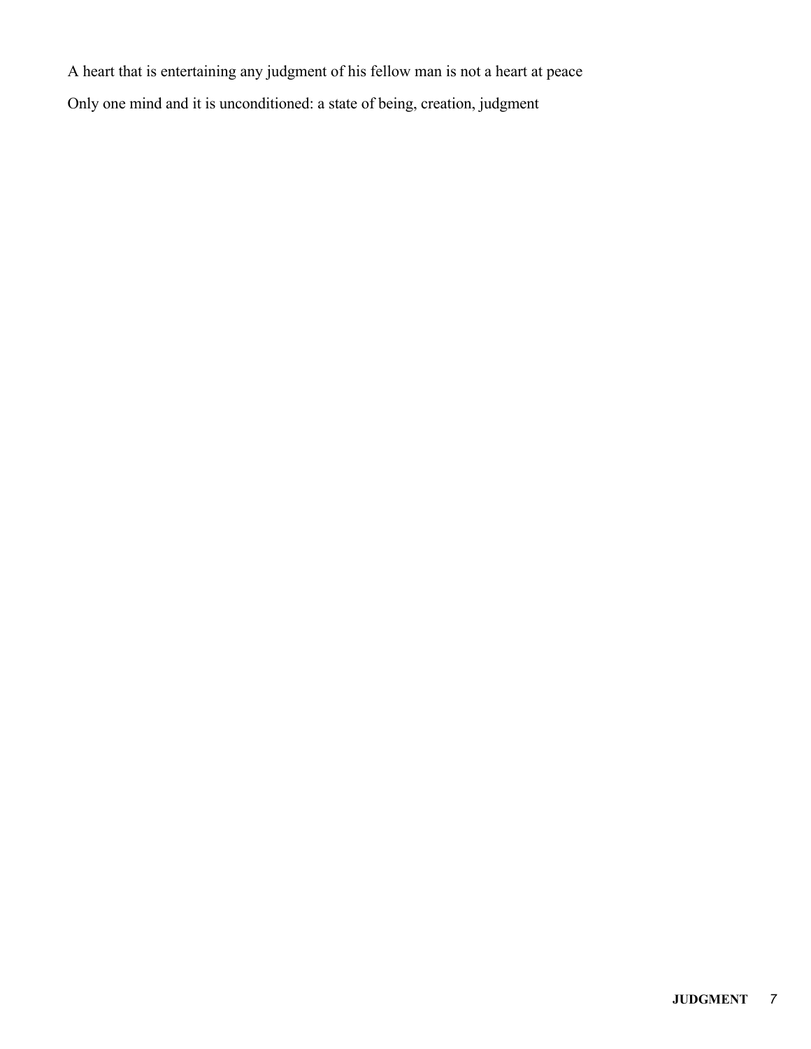A heart that is entertaining any judgment of his fellow man is not a heart at peace

Only one mind and it is unconditioned: a state of being, creation, judgment